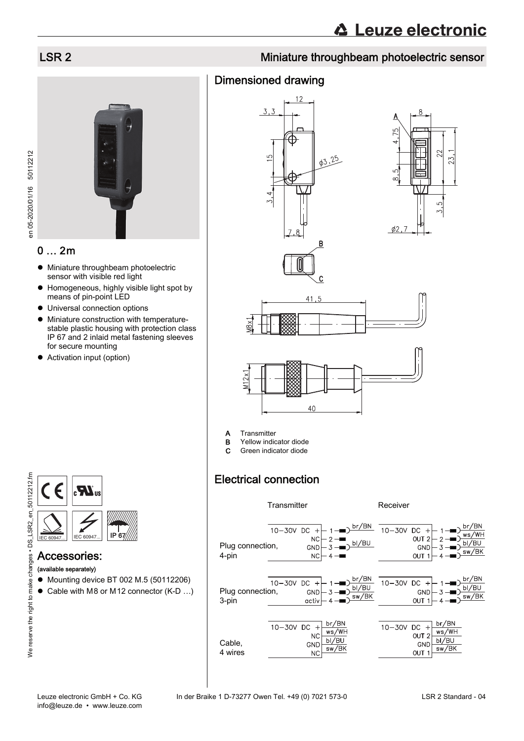# LSR 2

## Miniature throughbeam photoelectric sensor

## 0 … 2m

- Miniature throughbeam photoelectric sensor with visible red light
- Homogeneous, highly visible light spot by means of pin-point LED
- Universal connection options
- Miniature construction with temperature-stable plastic housing with protection class IP 67 and 2 inlaid metal fastening sleeves for secure mounting
- Activation input (option)

IEC 60947... IEC 60947... IP 67

## Accessories:

(available separately)

- Mounting device BT 002 M.5 (50112206)
- Cable with M8 or M12 connector (K-D …)

## Dimensioned drawing

A Transmitter
B Yellow indicator diode
C Green indicator diode

## Electrical connection

**Plug connection, 4-pin**

| Transmitter | Pin | Wire | Receiver | Pin | Wire |
|---|---|---|---|---|---|
| 10-30V DC + | 1 | br/BN | 10-30V DC + | 1 | br/BN |
| NC | 2 | | OUT 2 | 2 | ws/WH |
| GND | 3 | bl/BU | GND | 3 | bl/BU |
| NC | 4 | | OUT 1 | 4 | sw/BK |

**Plug connection, 3-pin**

| Transmitter | Pin | Wire | Receiver | Pin | Wire |
|---|---|---|---|---|---|
| 10-30V DC + | 1 | br/BN | 10-30V DC + | 1 | br/BN |
| GND | 3 | bl/BU | GND | 3 | bl/BU |
| activ | 4 | sw/BK | OUT 1 | 4 | sw/BK |

**Cable, 4 wires**

| Transmitter | Wire | Receiver | Wire |
|---|---|---|---|
| 10-30V DC + | br/BN | 10-30V DC + | br/BN |
| NC | ws/WH | OUT 2 | ws/WH |
| GND | bl/BU | GND | bl/BU |
| NC | sw/BK | OUT 1 | sw/BK |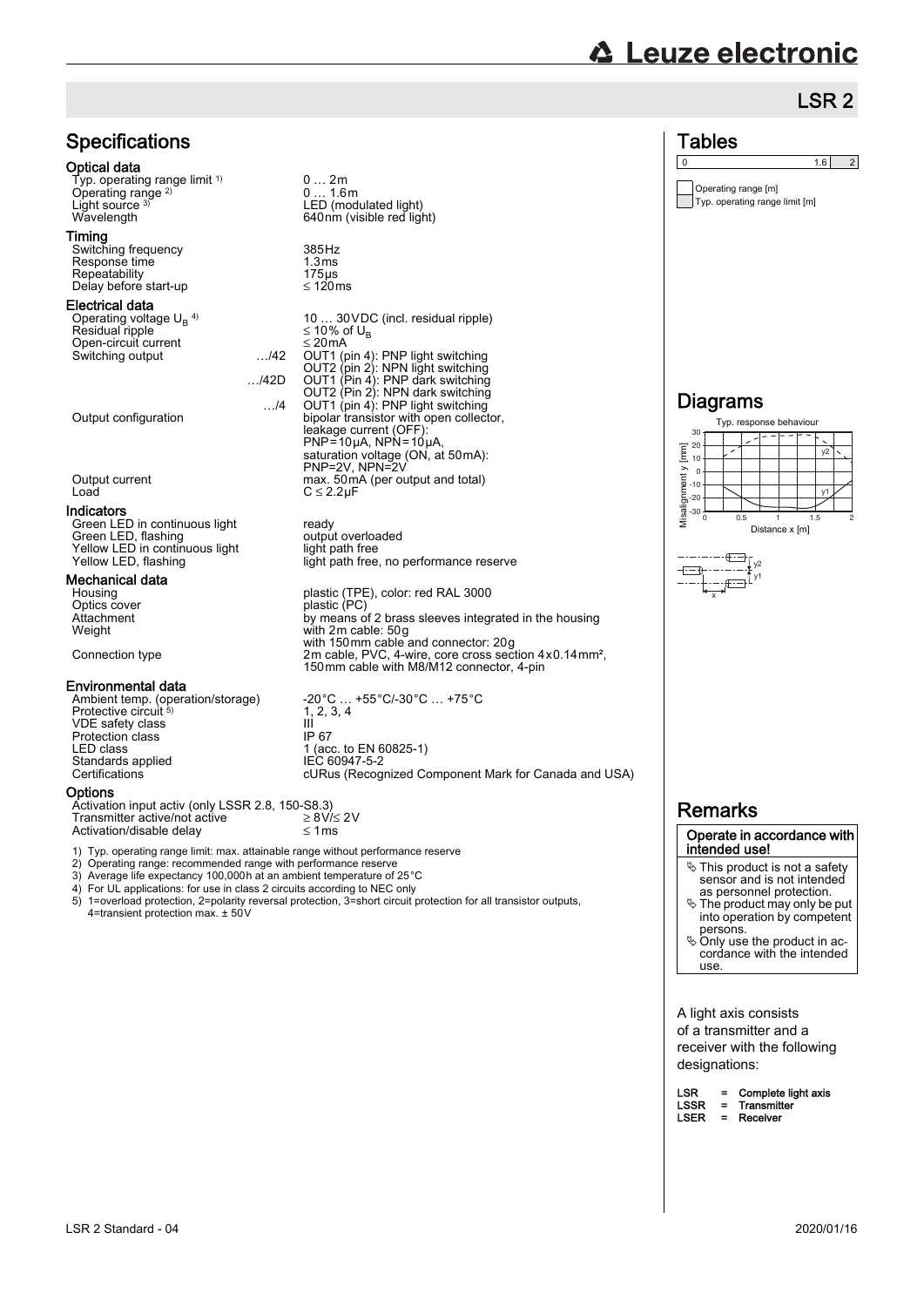# LSR 2

## Specifications

### Optical data

| | |
|---|---|
| Typ. operating range limit [1] | 0 … 2m |
| Operating range [2] | 0 … 1.6m |
| Light source [3] | LED (modulated light) |
| Wavelength | 640nm (visible red light) |

### Timing

| | |
|---|---|
| Switching frequency | 385Hz |
| Response time | 1.3ms |
| Repeatability | 175µs |
| Delay before start-up | ≤ 120ms |

### Electrical data

| | | |
|---|---|---|
| Operating voltage $U_B$ [4] | | 10 … 30VDC (incl. residual ripple) |
| Residual ripple | | ≤ 10% of $U_B$ |
| Open-circuit current | | ≤ 20mA |
| Switching output | …/42 | OUT1 (pin 4): PNP light switching<br>OUT2 (pin 2): NPN light switching |
| | …/42D | OUT1 (Pin 4): PNP dark switching<br>OUT2 (Pin 2): NPN dark switching |
| | …/4 | OUT1 (pin 4): PNP light switching |
| Output configuration | | bipolar transistor with open collector,<br>leakage current (OFF):<br>PNP=10µA, NPN=10µA,<br>saturation voltage (ON, at 50mA):<br>PNP=2V, NPN=2V |
| Output current | | max. 50mA (per output and total) |
| Load | | C ≤ 2.2µF |

### Indicators

| | |
|---|---|
| Green LED in continuous light | ready |
| Green LED, flashing | output overloaded |
| Yellow LED in continuous light | light path free |
| Yellow LED, flashing | light path free, no performance reserve |

### Mechanical data

| | |
|---|---|
| Housing | plastic (TPE), color: red RAL 3000 |
| Optics cover | plastic (PC) |
| Attachment | by means of 2 brass sleeves integrated in the housing |
| Weight | with 2m cable: 50g<br>with 150mm cable and connector: 20g |
| Connection type | 2m cable, PVC, 4-wire, core cross section 4x0.14mm²,<br>150mm cable with M8/M12 connector, 4-pin |

### Environmental data

| | |
|---|---|
| Ambient temp. (operation/storage) | -20°C … +55°C/-30°C … +75°C |
| Protective circuit [5] | 1, 2, 3, 4 |
| VDE safety class | III |
| Protection class | IP 67 |
| LED class | 1 (acc. to EN 60825-1) |
| Standards applied | IEC 60947-5-2 |
| Certifications | cURus (Recognized Component Mark for Canada and USA) |

### Options

| | |
|---|---|
| Activation input activ (only LSSR 2.8, 150-S8.3) | |
| Transmitter active/not active | ≥ 8V/≤ 2V |
| Activation/disable delay | ≤ 1ms |

1) Typ. operating range limit: max. attainable range without performance reserve
2) Operating range: recommended range with performance reserve
3) Average life expectancy 100,000h at an ambient temperature of 25°C
4) For UL applications: for use in class 2 circuits according to NEC only
5) 1=overload protection, 2=polarity reversal protection, 3=short circuit protection for all transistor outputs, 4=transient protection max. ± 50V

## Tables

| 0 | 1.6 | 2 |
|---|---|---|

Operating range [m]
Typ. operating range limit [m]

## Diagrams

Typ. response behaviour

Misalignment y [mm] / Distance x [m]

## Remarks

**Operate in accordance with intended use!**

- ♦ This product is not a safety sensor and is not intended as personnel protection.
- ♦ The product may only be put into operation by competent persons.
- ♦ Only use the product in accordance with the intended use.

A light axis consists of a transmitter and a receiver with the following designations:

| | | |
|---|---|---|
| **LSR** | = | **Complete light axis** |
| **LSSR** | = | **Transmitter** |
| **LSER** | = | **Receiver** |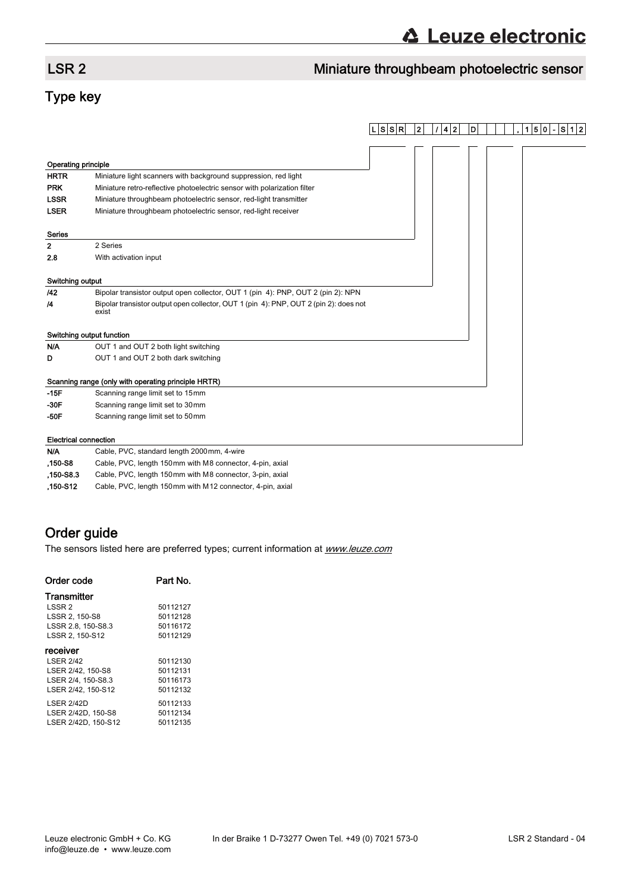## LSR 2 — Miniature throughbeam photoelectric sensor

## Type key

L S S R  2  / 4 2  D  , 1 5 0 - S 1 2

**Operating principle**

| | |
|---|---|
| **HRTR** | Miniature light scanners with background suppression, red light |
| **PRK** | Miniature retro-reflective photoelectric sensor with polarization filter |
| **LSSR** | Miniature throughbeam photoelectric sensor, red-light transmitter |
| **LSER** | Miniature throughbeam photoelectric sensor, red-light receiver |

**Series**

| | |
|---|---|
| **2** | 2 Series |
| **2.8** | With activation input |

**Switching output**

| | |
|---|---|
| **/42** | Bipolar transistor output open collector, OUT 1 (pin 4): PNP, OUT 2 (pin 2): NPN |
| **/4** | Bipolar transistor output open collector, OUT 1 (pin 4): PNP, OUT 2 (pin 2): does not exist |

**Switching output function**

| | |
|---|---|
| **N/A** | OUT 1 and OUT 2 both light switching |
| **D** | OUT 1 and OUT 2 both dark switching |

**Scanning range (only with operating principle HRTR)**

| | |
|---|---|
| **-15F** | Scanning range limit set to 15mm |
| **-30F** | Scanning range limit set to 30mm |
| **-50F** | Scanning range limit set to 50mm |

**Electrical connection**

| | |
|---|---|
| **N/A** | Cable, PVC, standard length 2000mm, 4-wire |
| **,150-S8** | Cable, PVC, length 150mm with M8 connector, 4-pin, axial |
| **,150-S8.3** | Cable, PVC, length 150mm with M8 connector, 3-pin, axial |
| **,150-S12** | Cable, PVC, length 150mm with M12 connector, 4-pin, axial |

## Order guide

The sensors listed here are preferred types; current information at *www.leuze.com*

| Order code | Part No. |
|---|---|
| **Transmitter** | |
| LSSR 2 | 50112127 |
| LSSR 2, 150-S8 | 50112128 |
| LSSR 2.8, 150-S8.3 | 50116172 |
| LSSR 2, 150-S12 | 50112129 |
| **receiver** | |
| LSER 2/42 | 50112130 |
| LSER 2/42, 150-S8 | 50112131 |
| LSER 2/4, 150-S8.3 | 50116173 |
| LSER 2/42, 150-S12 | 50112132 |
| LSER 2/42D | 50112133 |
| LSER 2/42D, 150-S8 | 50112134 |
| LSER 2/42D, 150-S12 | 50112135 |